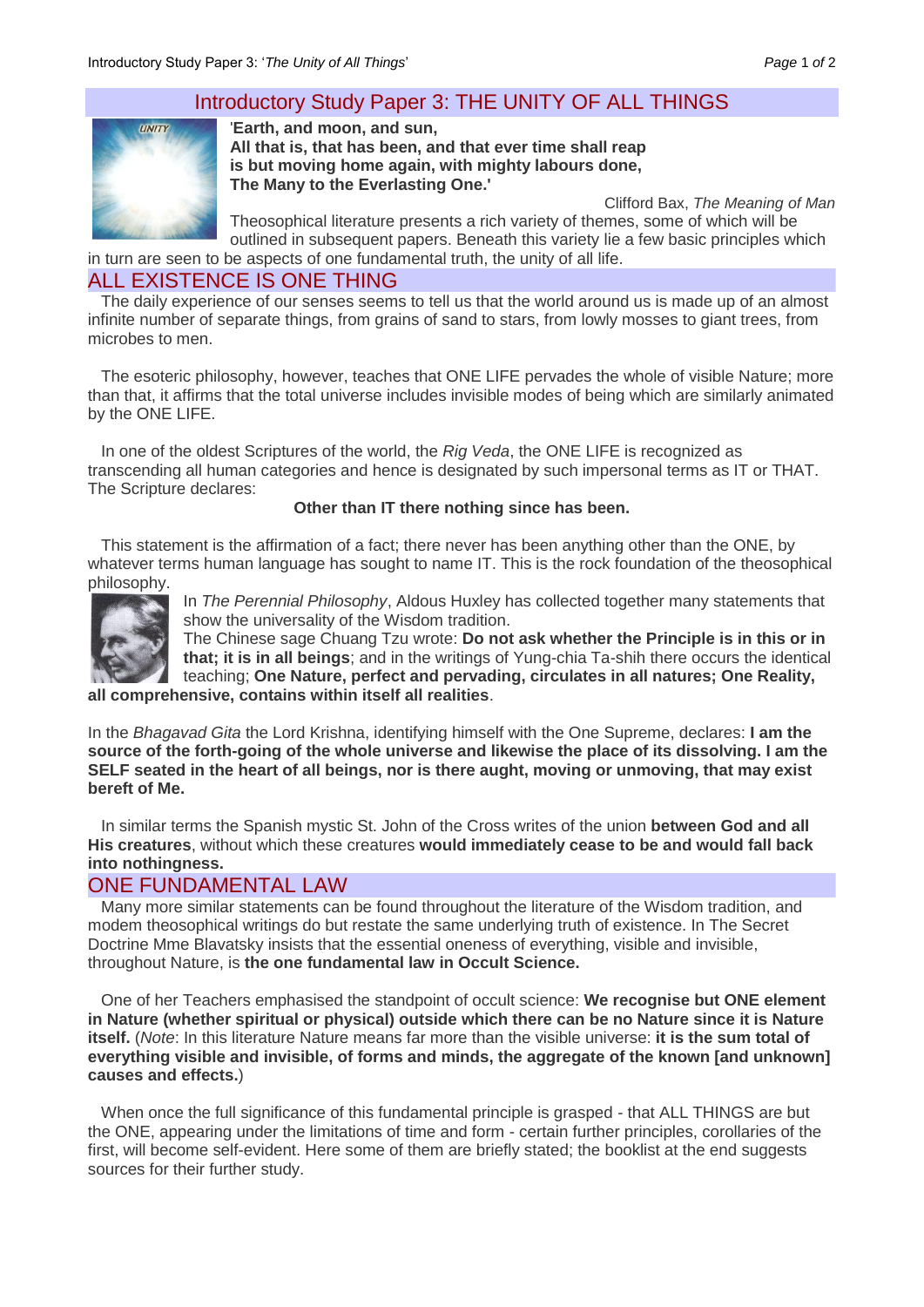# Introductory Study Paper 3: THE UNITY OF ALL THINGS

**'Earth, and moon, and sun,**
**All that is, that has been, and that ever time shall reap**
**is but moving home again, with mighty labours done,**
**The Many to the Everlasting One.'**

Clifford Bax, *The Meaning of Man*

Theosophical literature presents a rich variety of themes, some of which will be outlined in subsequent papers. Beneath this variety lie a few basic principles which in turn are seen to be aspects of one fundamental truth, the unity of all life.

## ALL EXISTENCE IS ONE THING

The daily experience of our senses seems to tell us that the world around us is made up of an almost infinite number of separate things, from grains of sand to stars, from lowly mosses to giant trees, from microbes to men.

The esoteric philosophy, however, teaches that ONE LIFE pervades the whole of visible Nature; more than that, it affirms that the total universe includes invisible modes of being which are similarly animated by the ONE LIFE.

In one of the oldest Scriptures of the world, the *Rig Veda*, the ONE LIFE is recognized as transcending all human categories and hence is designated by such impersonal terms as IT or THAT. The Scripture declares:

**Other than IT there nothing since has been.**

This statement is the affirmation of a fact; there never has been anything other than the ONE, by whatever terms human language has sought to name IT. This is the rock foundation of the theosophical philosophy.

In *The Perennial Philosophy*, Aldous Huxley has collected together many statements that show the universality of the Wisdom tradition.

The Chinese sage Chuang Tzu wrote: **Do not ask whether the Principle is in this or in that; it is in all beings**; and in the writings of Yung-chia Ta-shih there occurs the identical teaching; **One Nature, perfect and pervading, circulates in all natures; One Reality, all comprehensive, contains within itself all realities**.

In the *Bhagavad Gita* the Lord Krishna, identifying himself with the One Supreme, declares: **I am the source of the forth-going of the whole universe and likewise the place of its dissolving. I am the SELF seated in the heart of all beings, nor is there aught, moving or unmoving, that may exist bereft of Me.**

In similar terms the Spanish mystic St. John of the Cross writes of the union **between God and all His creatures**, without which these creatures **would immediately cease to be and would fall back into nothingness.**

## ONE FUNDAMENTAL LAW

Many more similar statements can be found throughout the literature of the Wisdom tradition, and modem theosophical writings do but restate the same underlying truth of existence. In The Secret Doctrine Mme Blavatsky insists that the essential oneness of everything, visible and invisible, throughout Nature, is **the one fundamental law in Occult Science.**

One of her Teachers emphasised the standpoint of occult science: **We recognise but ONE element in Nature (whether spiritual or physical) outside which there can be no Nature since it is Nature itself.** (*Note*: In this literature Nature means far more than the visible universe: **it is the sum total of everything visible and invisible, of forms and minds, the aggregate of the known [and unknown] causes and effects.**)

When once the full significance of this fundamental principle is grasped - that ALL THINGS are but the ONE, appearing under the limitations of time and form - certain further principles, corollaries of the first, will become self-evident. Here some of them are briefly stated; the booklist at the end suggests sources for their further study.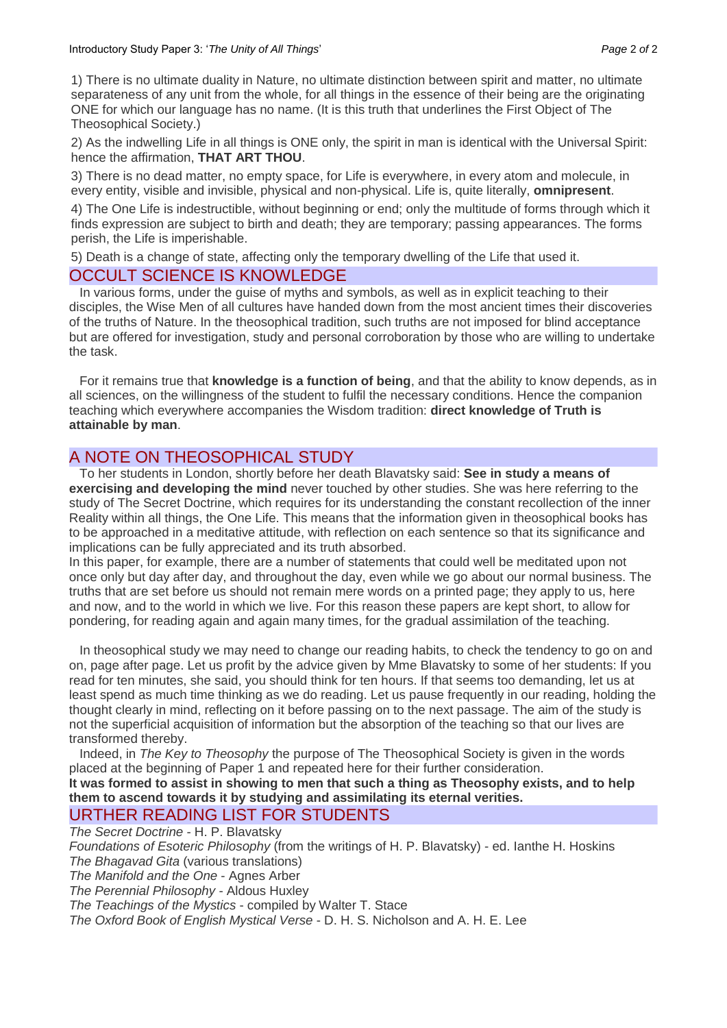1) There is no ultimate duality in Nature, no ultimate distinction between spirit and matter, no ultimate separateness of any unit from the whole, for all things in the essence of their being are the originating ONE for which our language has no name. (It is this truth that underlines the First Object of The Theosophical Society.)

2) As the indwelling Life in all things is ONE only, the spirit in man is identical with the Universal Spirit: hence the affirmation, **THAT ART THOU**.

3) There is no dead matter, no empty space, for Life is everywhere, in every atom and molecule, in every entity, visible and invisible, physical and non-physical. Life is, quite literally, **omnipresent**.

4) The One Life is indestructible, without beginning or end; only the multitude of forms through which it finds expression are subject to birth and death; they are temporary; passing appearances. The forms perish, the Life is imperishable.

5) Death is a change of state, affecting only the temporary dwelling of the Life that used it.

## OCCULT SCIENCE IS KNOWLEDGE

In various forms, under the guise of myths and symbols, as well as in explicit teaching to their disciples, the Wise Men of all cultures have handed down from the most ancient times their discoveries of the truths of Nature. In the theosophical tradition, such truths are not imposed for blind acceptance but are offered for investigation, study and personal corroboration by those who are willing to undertake the task.

For it remains true that **knowledge is a function of being**, and that the ability to know depends, as in all sciences, on the willingness of the student to fulfil the necessary conditions. Hence the companion teaching which everywhere accompanies the Wisdom tradition: **direct knowledge of Truth is attainable by man**.

## A NOTE ON THEOSOPHICAL STUDY

To her students in London, shortly before her death Blavatsky said: **See in study a means of exercising and developing the mind** never touched by other studies. She was here referring to the study of The Secret Doctrine, which requires for its understanding the constant recollection of the inner Reality within all things, the One Life. This means that the information given in theosophical books has to be approached in a meditative attitude, with reflection on each sentence so that its significance and implications can be fully appreciated and its truth absorbed.

In this paper, for example, there are a number of statements that could well be meditated upon not once only but day after day, and throughout the day, even while we go about our normal business. The truths that are set before us should not remain mere words on a printed page; they apply to us, here and now, and to the world in which we live. For this reason these papers are kept short, to allow for pondering, for reading again and again many times, for the gradual assimilation of the teaching.

In theosophical study we may need to change our reading habits, to check the tendency to go on and on, page after page. Let us profit by the advice given by Mme Blavatsky to some of her students: If you read for ten minutes, she said, you should think for ten hours. If that seems too demanding, let us at least spend as much time thinking as we do reading. Let us pause frequently in our reading, holding the thought clearly in mind, reflecting on it before passing on to the next passage. The aim of the study is not the superficial acquisition of information but the absorption of the teaching so that our lives are transformed thereby.

Indeed, in *The Key to Theosophy* the purpose of The Theosophical Society is given in the words placed at the beginning of Paper 1 and repeated here for their further consideration.

**It was formed to assist in showing to men that such a thing as Theosophy exists, and to help them to ascend towards it by studying and assimilating its eternal verities.**

## URTHER READING LIST FOR STUDENTS

*The Secret Doctrine* - H. P. Blavatsky
*Foundations of Esoteric Philosophy* (from the writings of H. P. Blavatsky) - ed. Ianthe H. Hoskins
*The Bhagavad Gita* (various translations)
*The Manifold and the One* - Agnes Arber
*The Perennial Philosophy* - Aldous Huxley
*The Teachings of the Mystics* - compiled by Walter T. Stace
*The Oxford Book of English Mystical Verse* - D. H. S. Nicholson and A. H. E. Lee